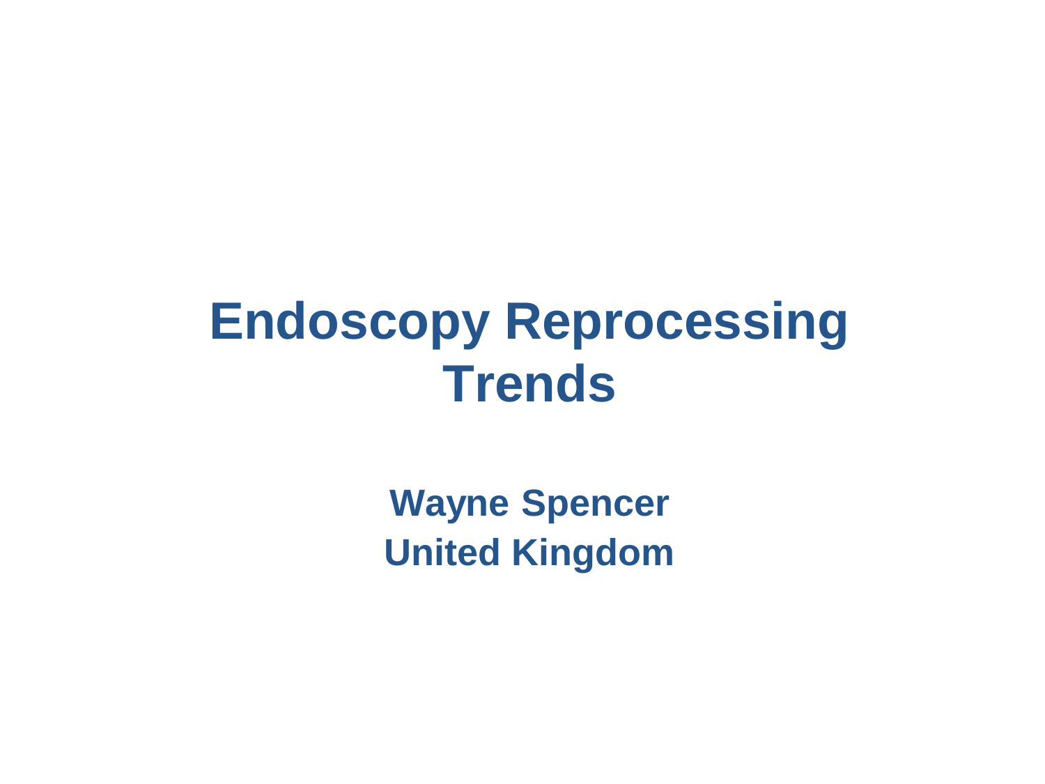# Endoscopy Reprocessing Trends

**Wayne Spencer**

**United Kingdom**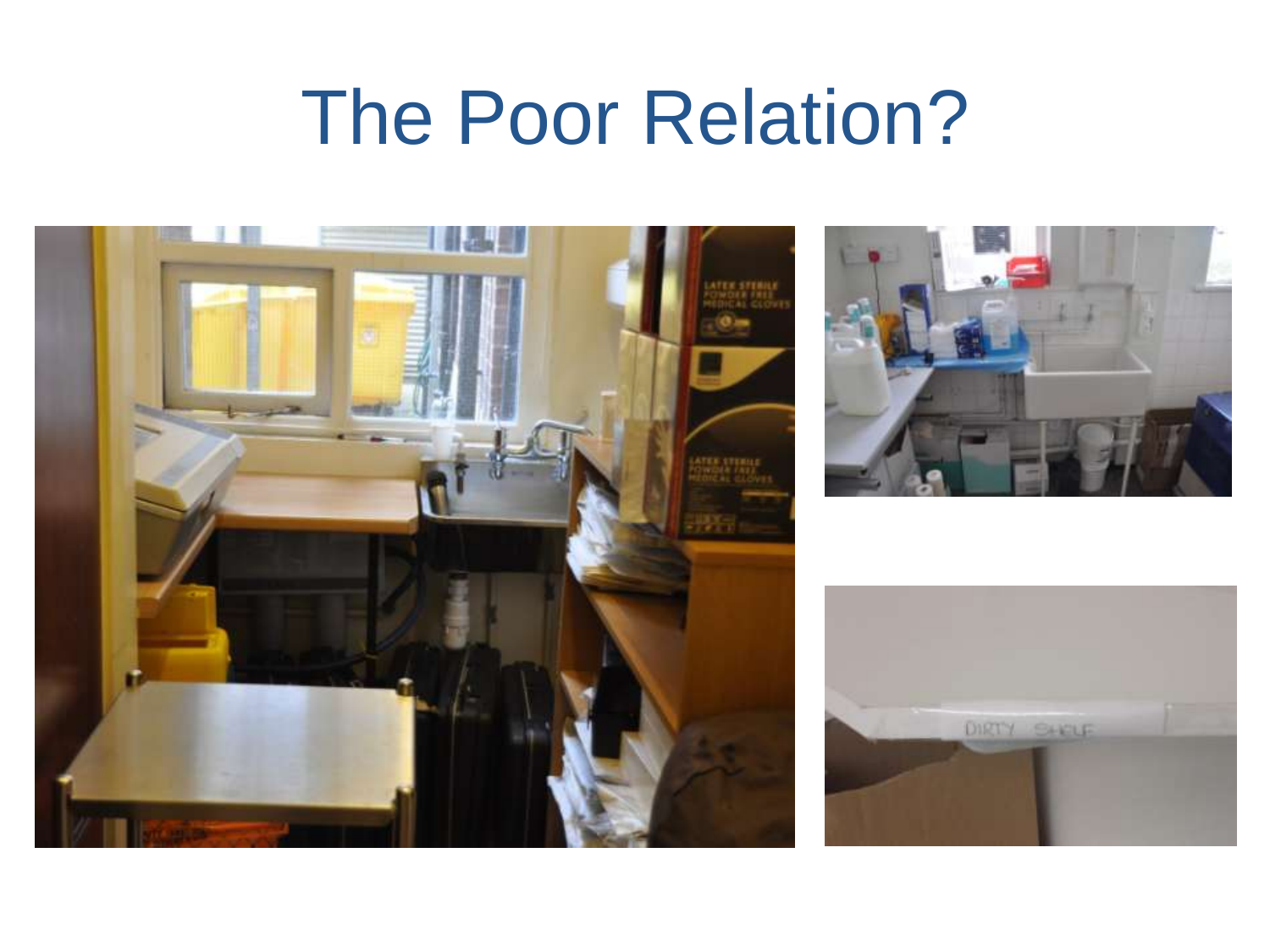# The Poor Relation?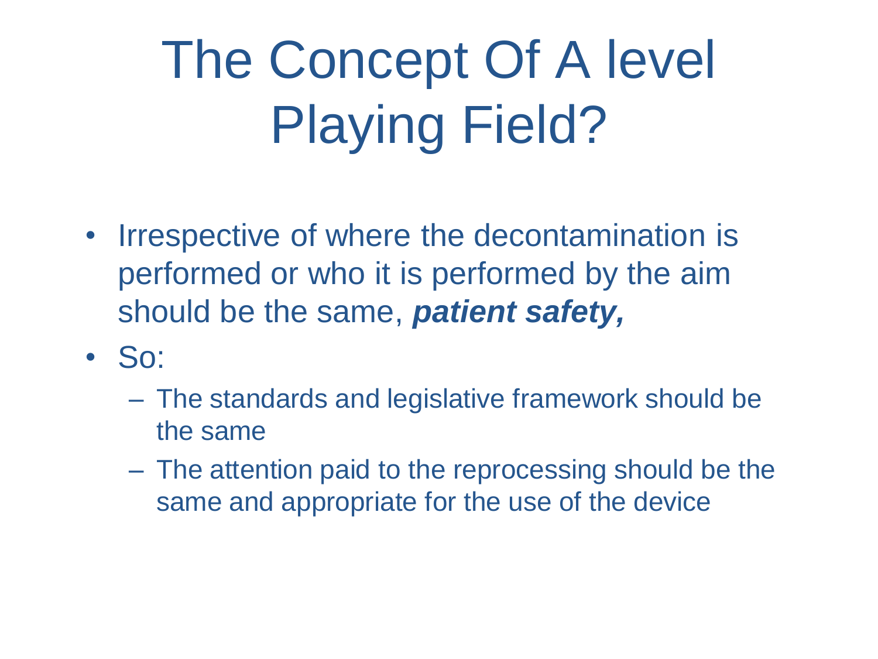# The Concept Of A level Playing Field?

- Irrespective of where the decontamination is performed or who it is performed by the aim should be the same, ***patient safety,***
- So:
  - The standards and legislative framework should be the same
  - The attention paid to the reprocessing should be the same and appropriate for the use of the device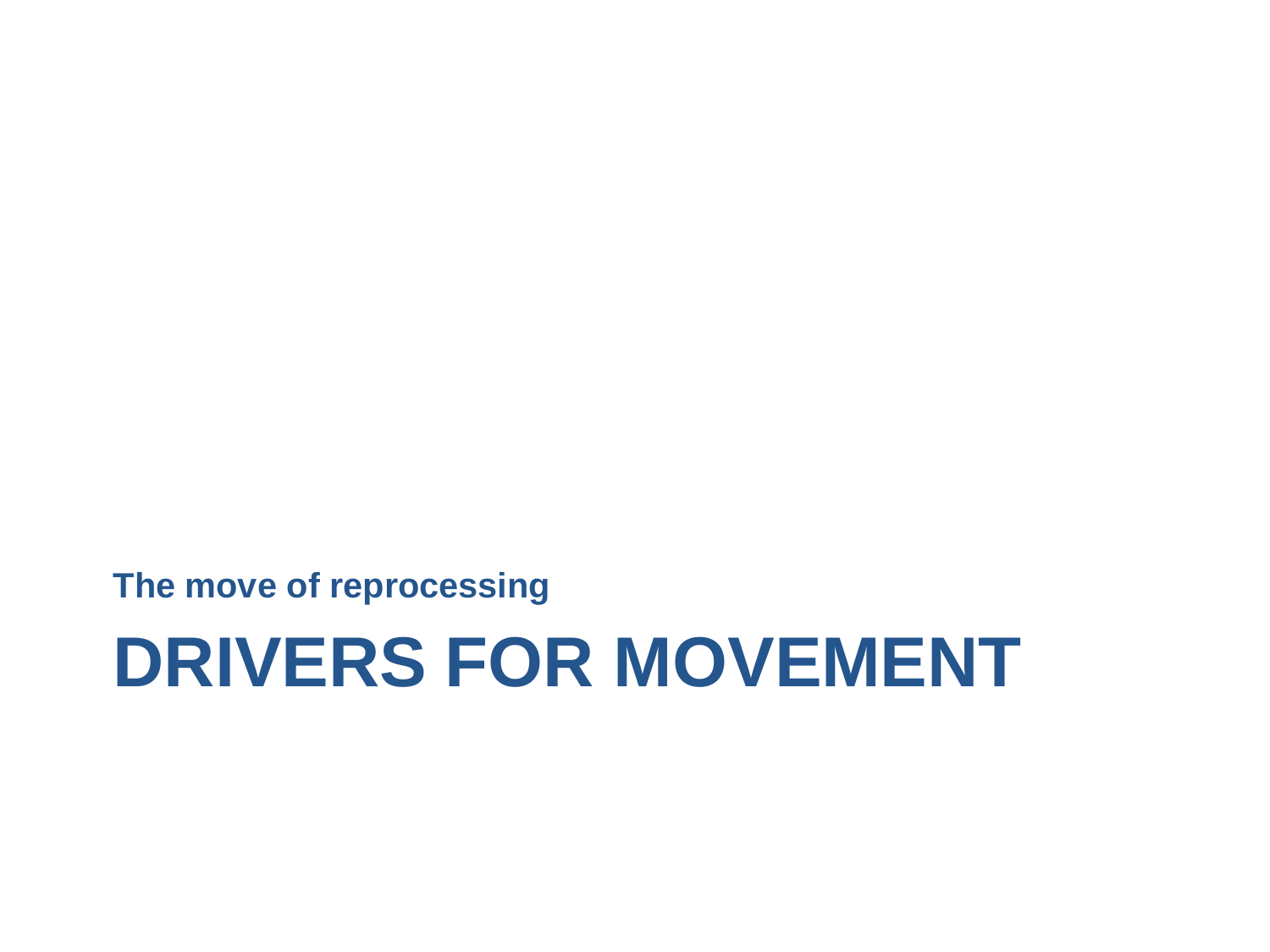**The move of reprocessing**

# DRIVERS FOR MOVEMENT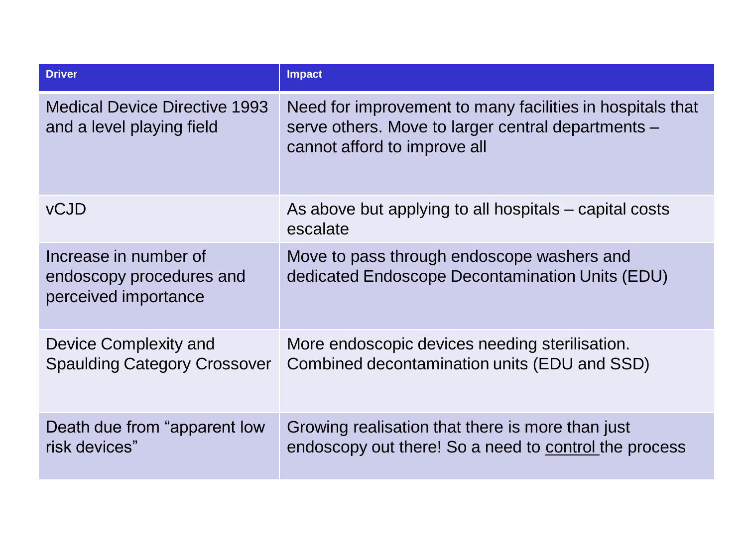| Driver | Impact |
| --- | --- |
| Medical Device Directive 1993 and a level playing field | Need for improvement to many facilities in hospitals that serve others. Move to larger central departments – cannot afford to improve all |
| vCJD | As above but applying to all hospitals – capital costs escalate |
| Increase in number of endoscopy procedures and perceived importance | Move to pass through endoscope washers and dedicated Endoscope Decontamination Units (EDU) |
| Device Complexity and Spaulding Category Crossover | More endoscopic devices needing sterilisation. Combined decontamination units (EDU and SSD) |
| Death due from “apparent low risk devices” | Growing realisation that there is more than just endoscopy out there! So a need to control the process |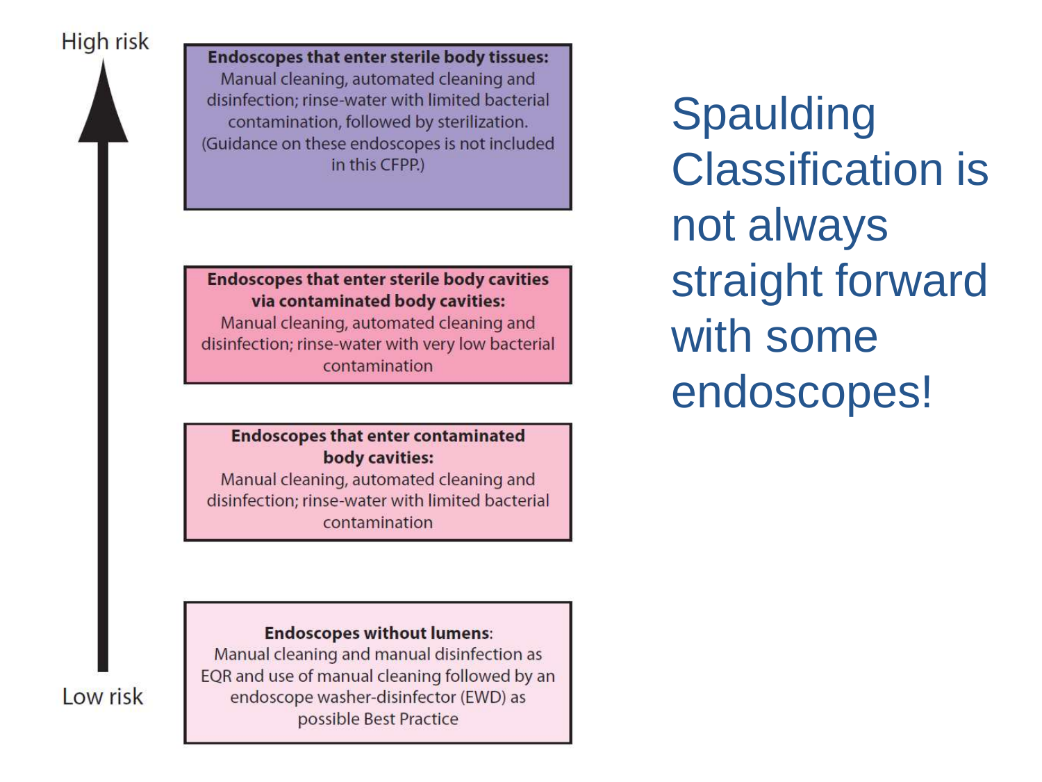# Spaulding Classification is not always straight forward with some endoscopes!

High risk

**Endoscopes that enter sterile body tissues:** Manual cleaning, automated cleaning and disinfection; rinse-water with limited bacterial contamination, followed by sterilization. (Guidance on these endoscopes is not included in this CFPP.)

**Endoscopes that enter sterile body cavities via contaminated body cavities:** Manual cleaning, automated cleaning and disinfection; rinse-water with very low bacterial contamination

**Endoscopes that enter contaminated body cavities:** Manual cleaning, automated cleaning and disinfection; rinse-water with limited bacterial contamination

**Endoscopes without lumens**: Manual cleaning and manual disinfection as EQR and use of manual cleaning followed by an endoscope washer-disinfector (EWD) as possible Best Practice

Low risk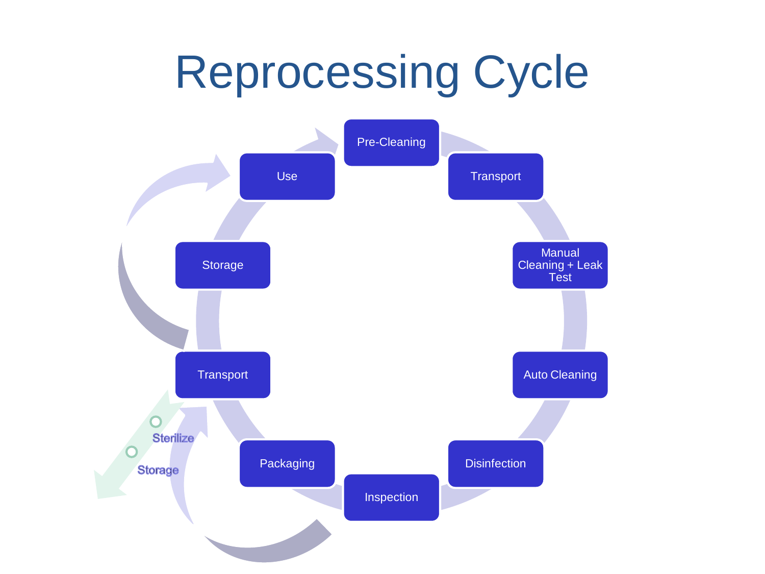# Reprocessing Cycle

- Pre-Cleaning
- Transport
- Manual Cleaning + Leak Test
- Auto Cleaning
- Disinfection
- Inspection
- Packaging
- Transport
- Storage
- Use

Sterilize

Storage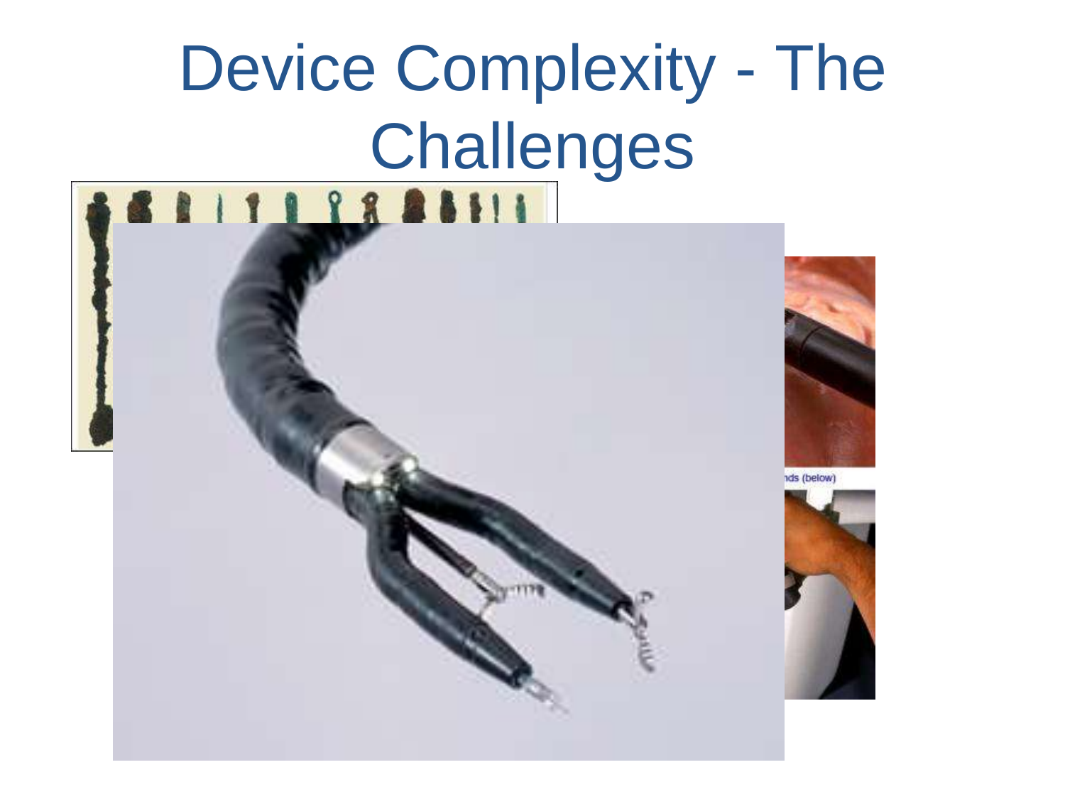# Device Complexity - The Challenges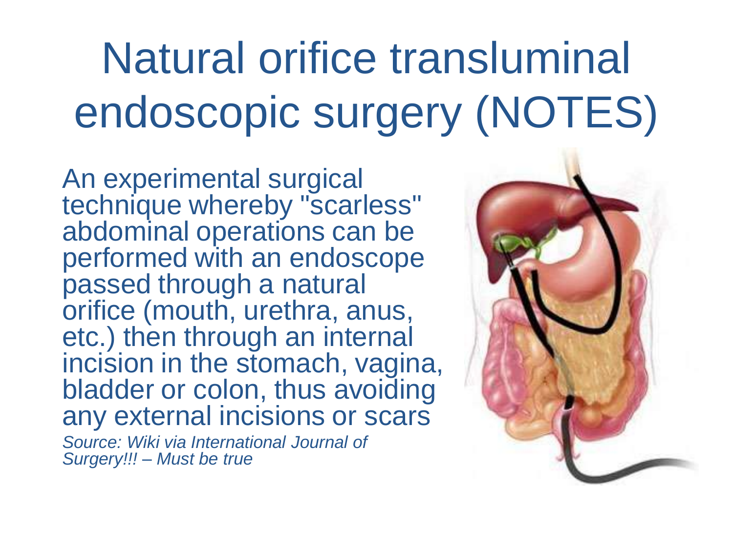# Natural orifice transluminal endoscopic surgery (NOTES)

An experimental surgical technique whereby "scarless" abdominal operations can be performed with an endoscope passed through a natural orifice (mouth, urethra, anus, etc.) then through an internal incision in the stomach, vagina, bladder or colon, thus avoiding any external incisions or scars

*Source: Wiki via International Journal of Surgery!!! – Must be true*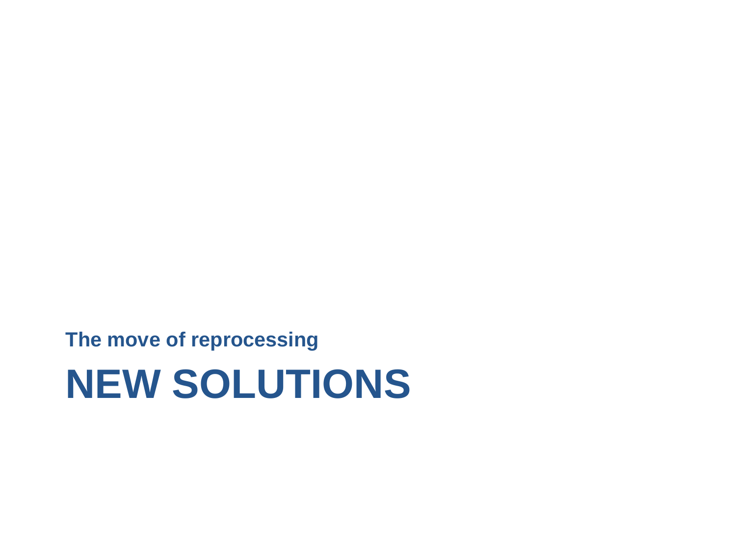### The move of reprocessing

# NEW SOLUTIONS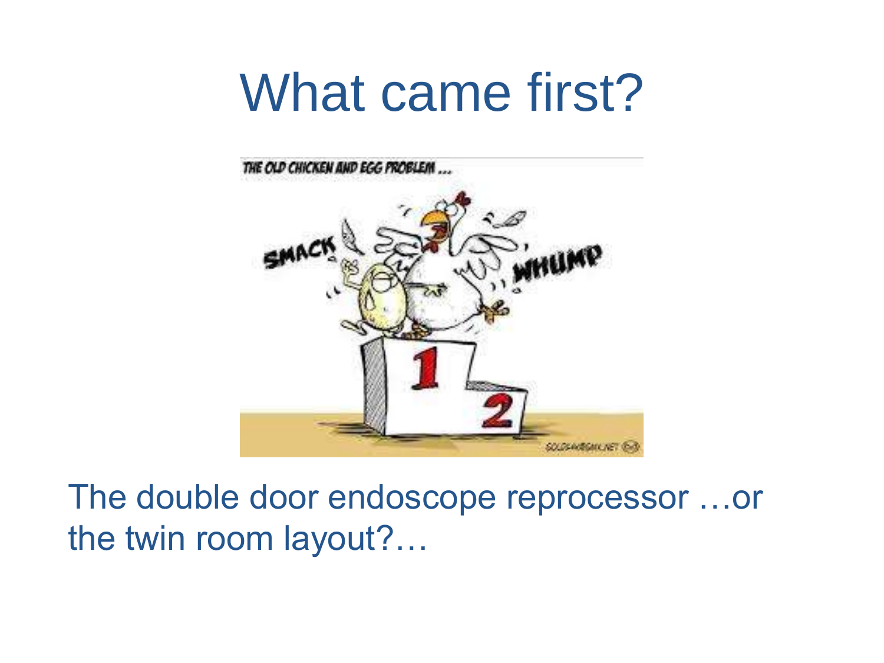# What came first?

The double door endoscope reprocessor …or the twin room layout?…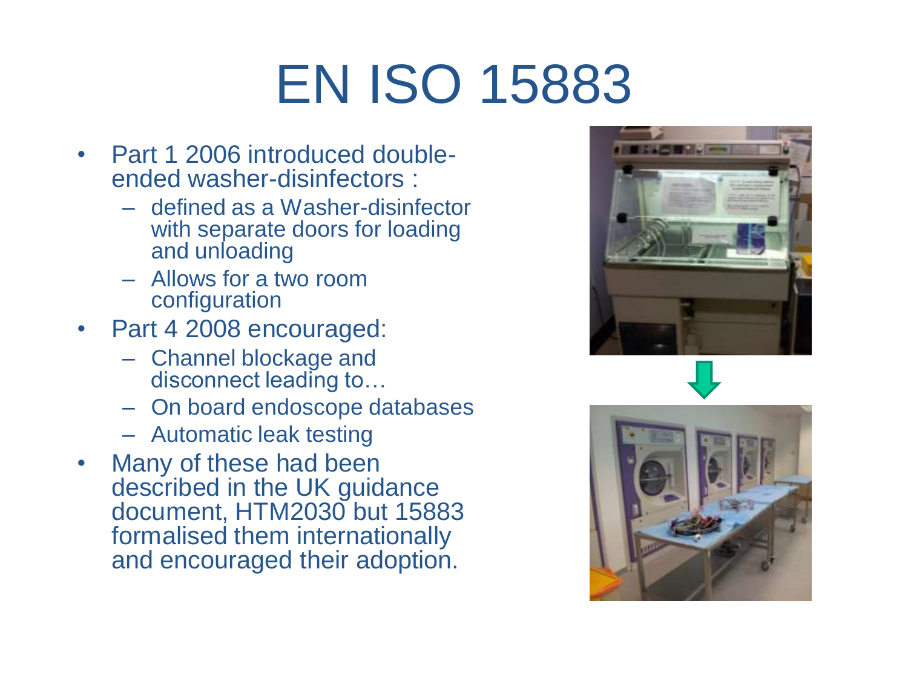# EN ISO 15883

- Part 1 2006 introduced double-ended washer-disinfectors :
  - defined as a Washer-disinfector with separate doors for loading and unloading
  - Allows for a two room configuration
- Part 4 2008 encouraged:
  - Channel blockage and disconnect leading to…
  - On board endoscope databases
  - Automatic leak testing
- Many of these had been described in the UK guidance document, HTM2030 but 15883 formalised them internationally and encouraged their adoption.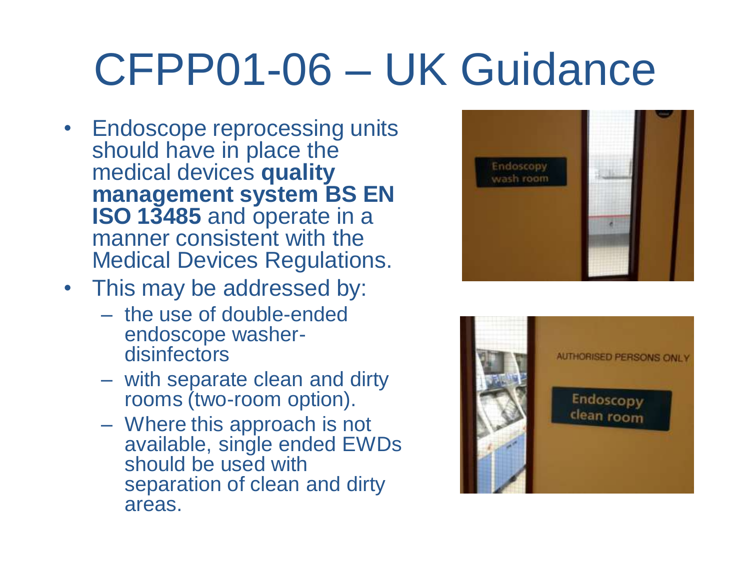# CFPP01-06 – UK Guidance

- Endoscope reprocessing units should have in place the medical devices **quality management system BS EN ISO 13485** and operate in a manner consistent with the Medical Devices Regulations.
- This may be addressed by:
  - the use of double-ended endoscope washer-disinfectors
  - with separate clean and dirty rooms (two-room option).
  - Where this approach is not available, single ended EWDs should be used with separation of clean and dirty areas.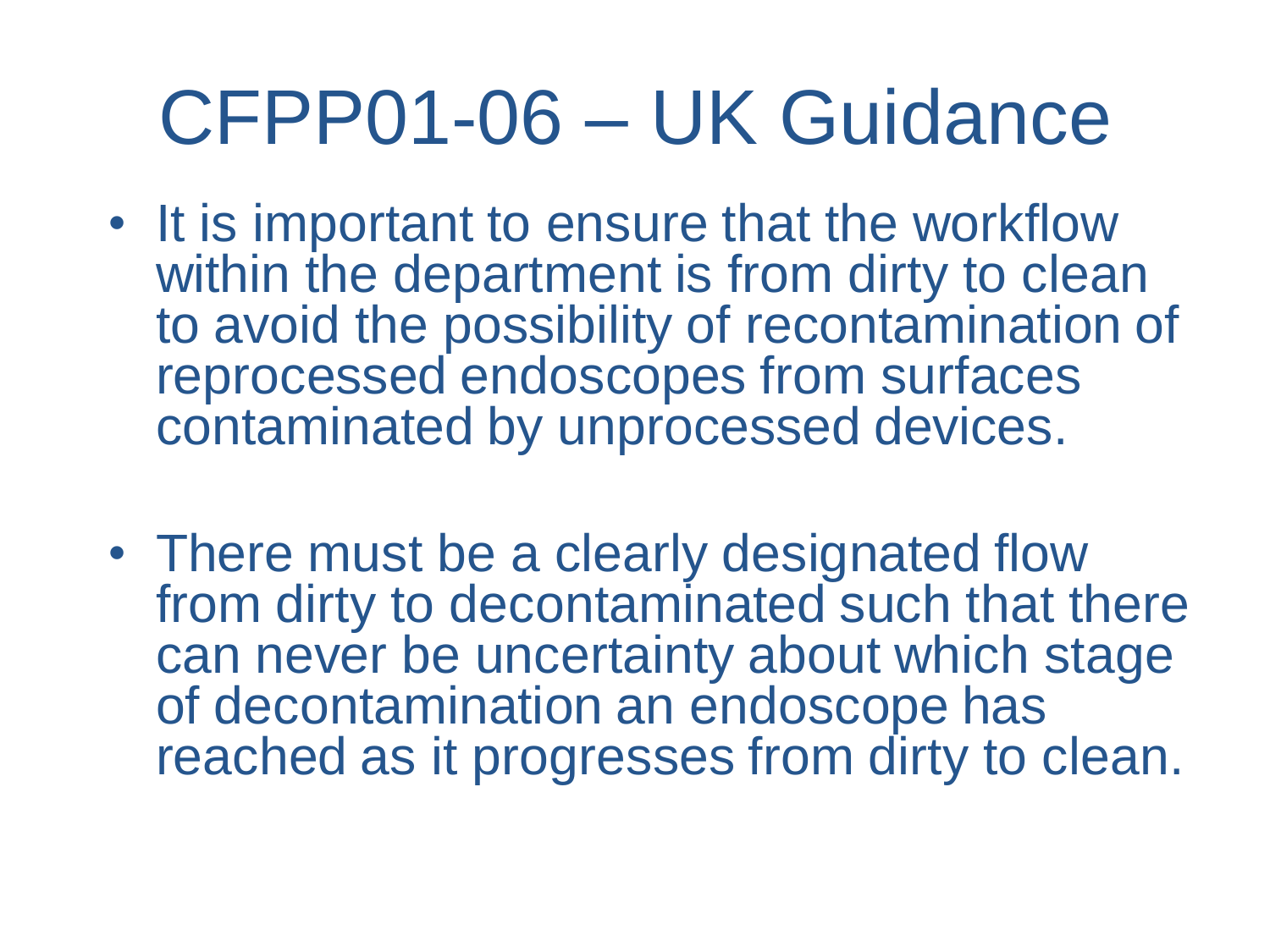# CFPP01-06 – UK Guidance

- It is important to ensure that the workflow within the department is from dirty to clean to avoid the possibility of recontamination of reprocessed endoscopes from surfaces contaminated by unprocessed devices.

- There must be a clearly designated flow from dirty to decontaminated such that there can never be uncertainty about which stage of decontamination an endoscope has reached as it progresses from dirty to clean.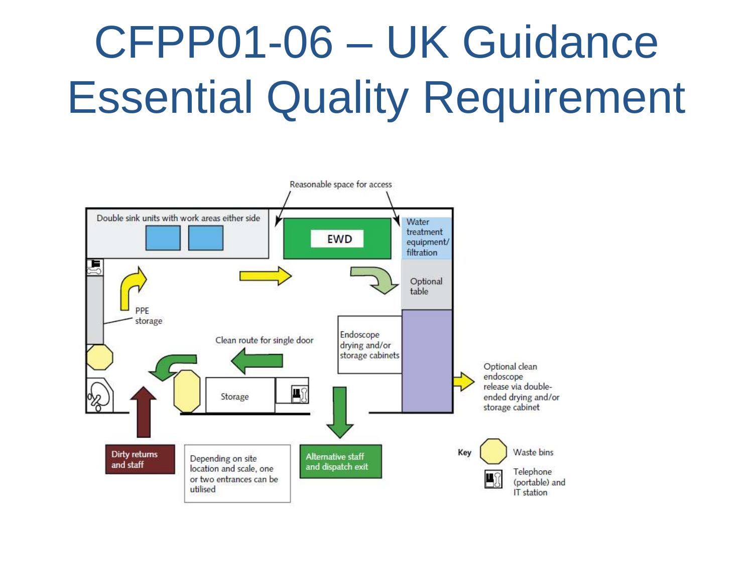# CFPP01-06 – UK Guidance Essential Quality Requirement

Reasonable space for access

Double sink units with work areas either side

EWD

Water treatment equipment/ filtration

Optional table

PPE storage

Clean route for single door

Endoscope drying and/or storage cabinets

Storage

Optional clean endoscope release via double-ended drying and/or storage cabinet

Dirty returns and staff

Depending on site location and scale, one or two entrances can be utilised

Alternative staff and dispatch exit

Key

Waste bins

Telephone (portable) and IT station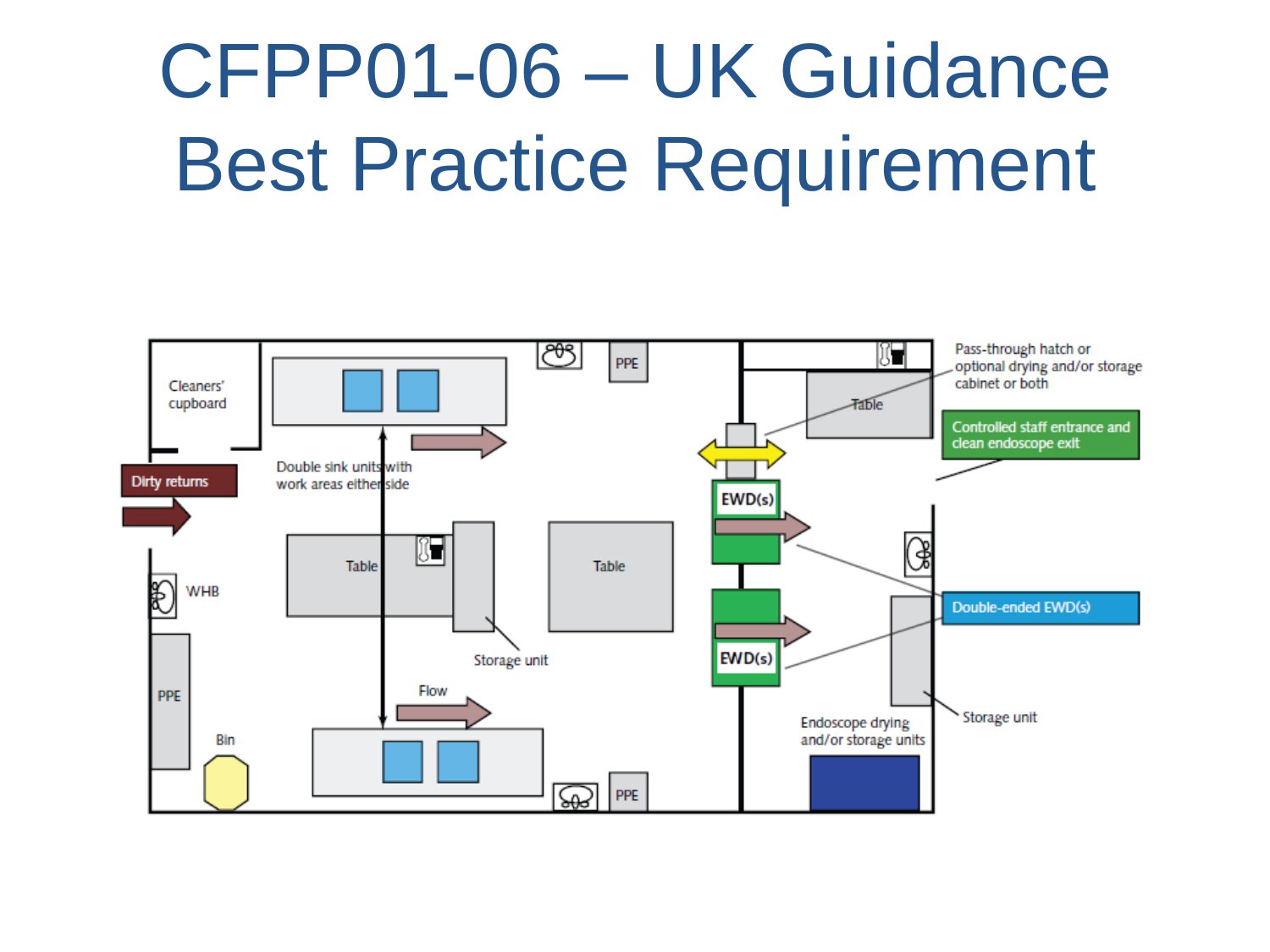# CFPP01-06 – UK Guidance Best Practice Requirement

Cleaners' cupboard

Dirty returns

Double sink units with work areas either side

Table

Table

Storage unit

Flow

WHB

PPE

Bin

PPE

PPE

EWD(s)

EWD(s)

Table

Pass-through hatch or optional drying and/or storage cabinet or both

Controlled staff entrance and clean endoscope exit

Double-ended EWD(s)

Storage unit

Endoscope drying and/or storage units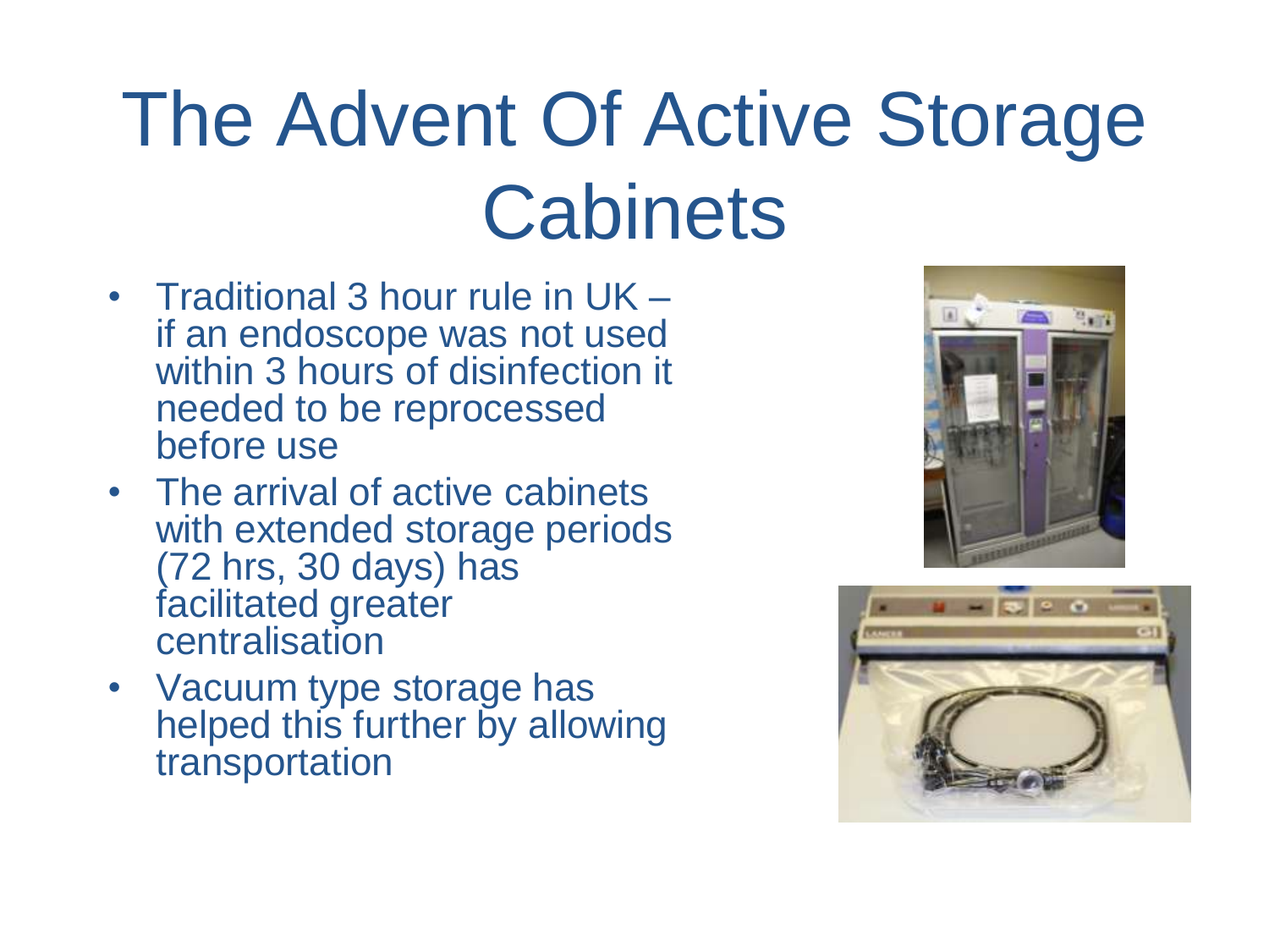# The Advent Of Active Storage Cabinets

- Traditional 3 hour rule in UK – if an endoscope was not used within 3 hours of disinfection it needed to be reprocessed before use
- The arrival of active cabinets with extended storage periods (72 hrs, 30 days) has facilitated greater centralisation
- Vacuum type storage has helped this further by allowing transportation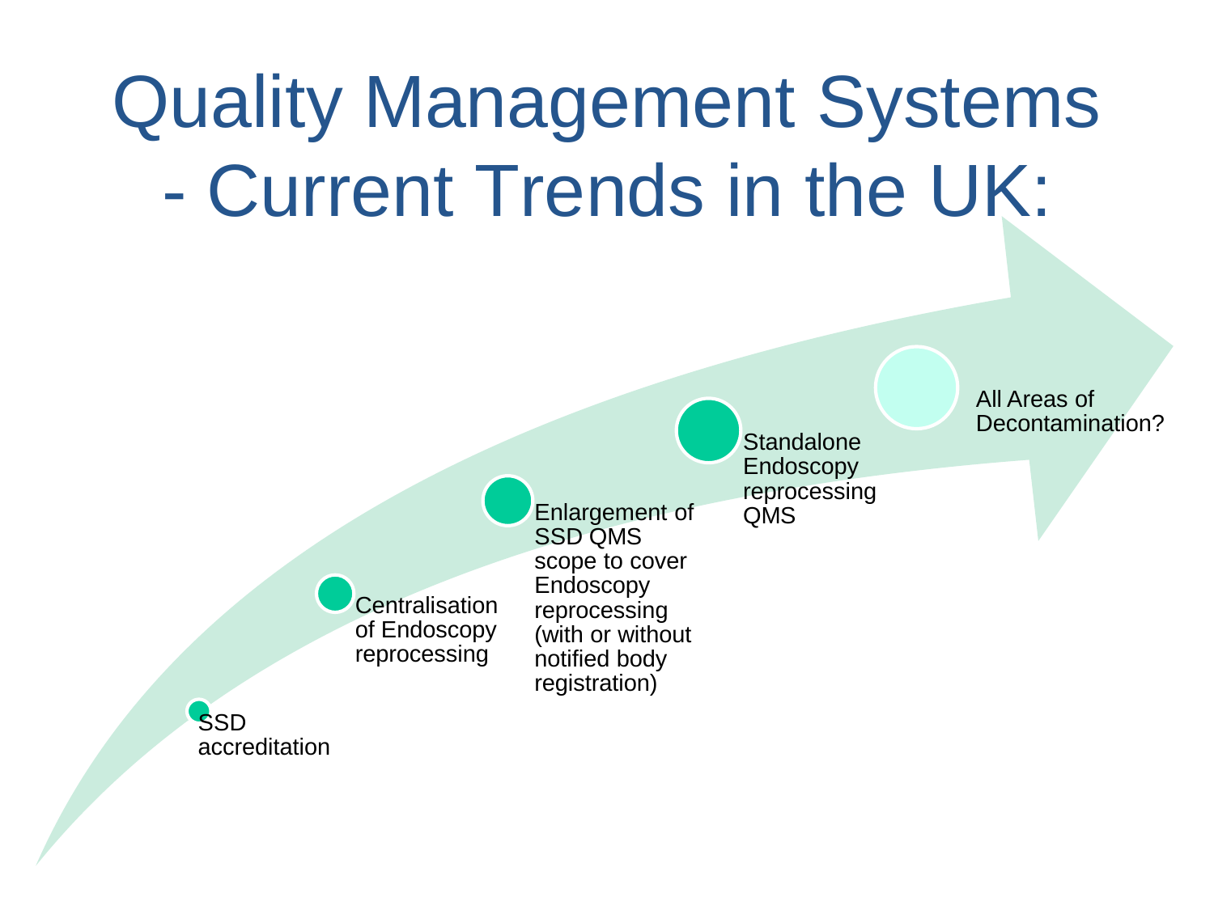# Quality Management Systems - Current Trends in the UK:

- SSD accreditation
- Centralisation of Endoscopy reprocessing
- Enlargement of SSD QMS scope to cover Endoscopy reprocessing (with or without notified body registration)
- Standalone Endoscopy reprocessing QMS
- All Areas of Decontamination?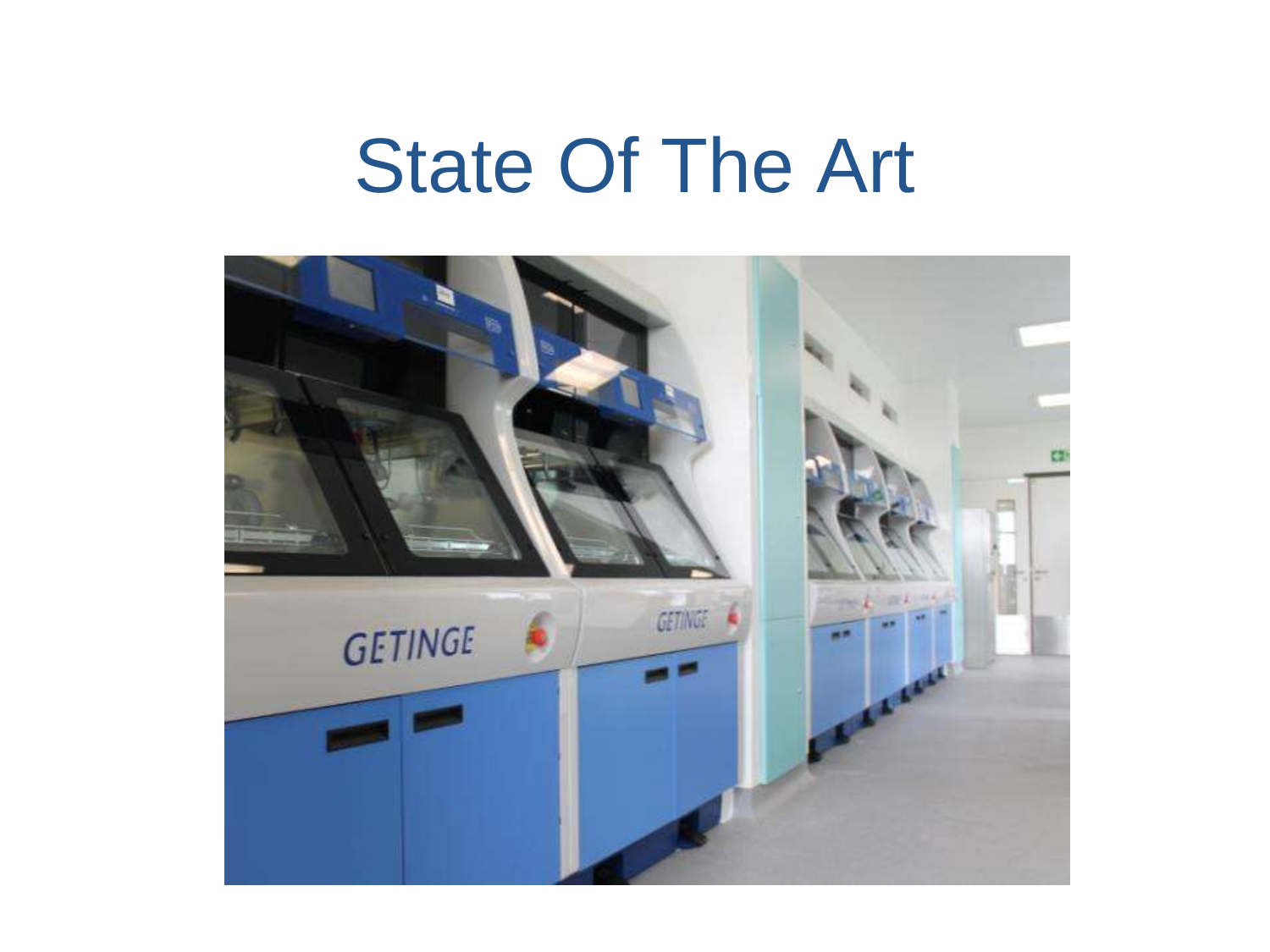# State Of The Art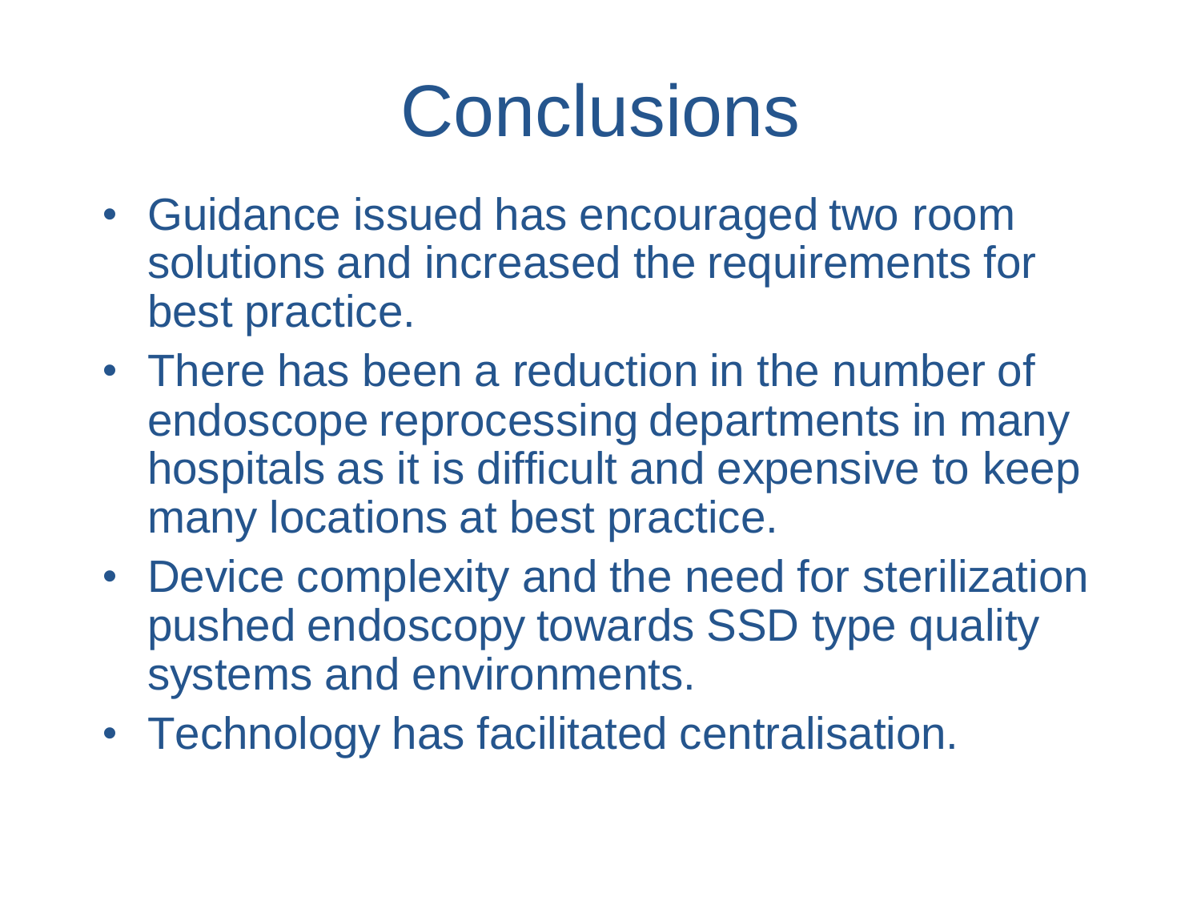# Conclusions

- Guidance issued has encouraged two room solutions and increased the requirements for best practice.
- There has been a reduction in the number of endoscope reprocessing departments in many hospitals as it is difficult and expensive to keep many locations at best practice.
- Device complexity and the need for sterilization pushed endoscopy towards SSD type quality systems and environments.
- Technology has facilitated centralisation.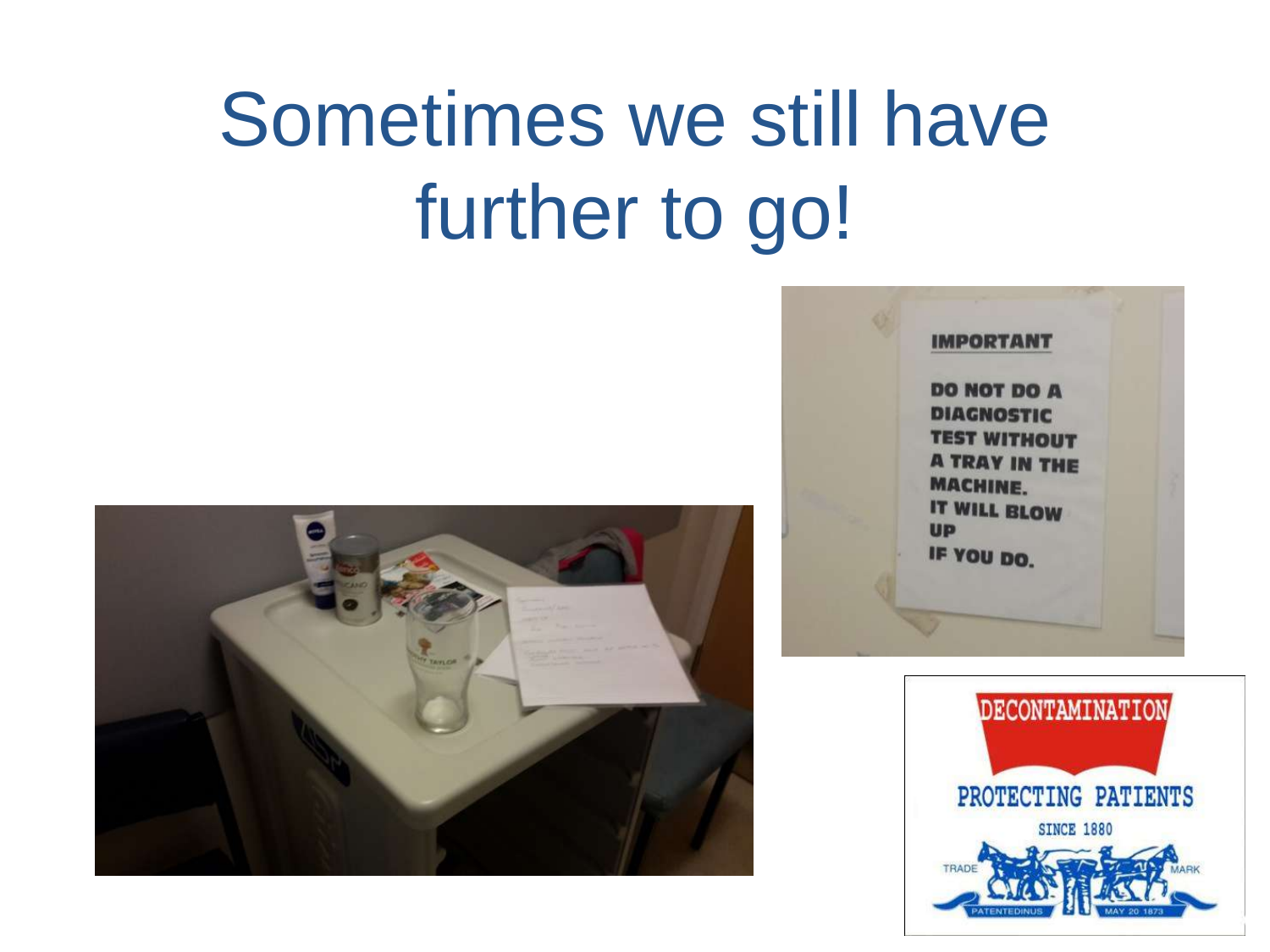# Sometimes we still have further to go!

IMPORTANT

DO NOT DO A DIAGNOSTIC TEST WITHOUT A TRAY IN THE MACHINE. IT WILL BLOW UP IF YOU DO.

DECONTAMINATION

PROTECTING PATIENTS

SINCE 1880